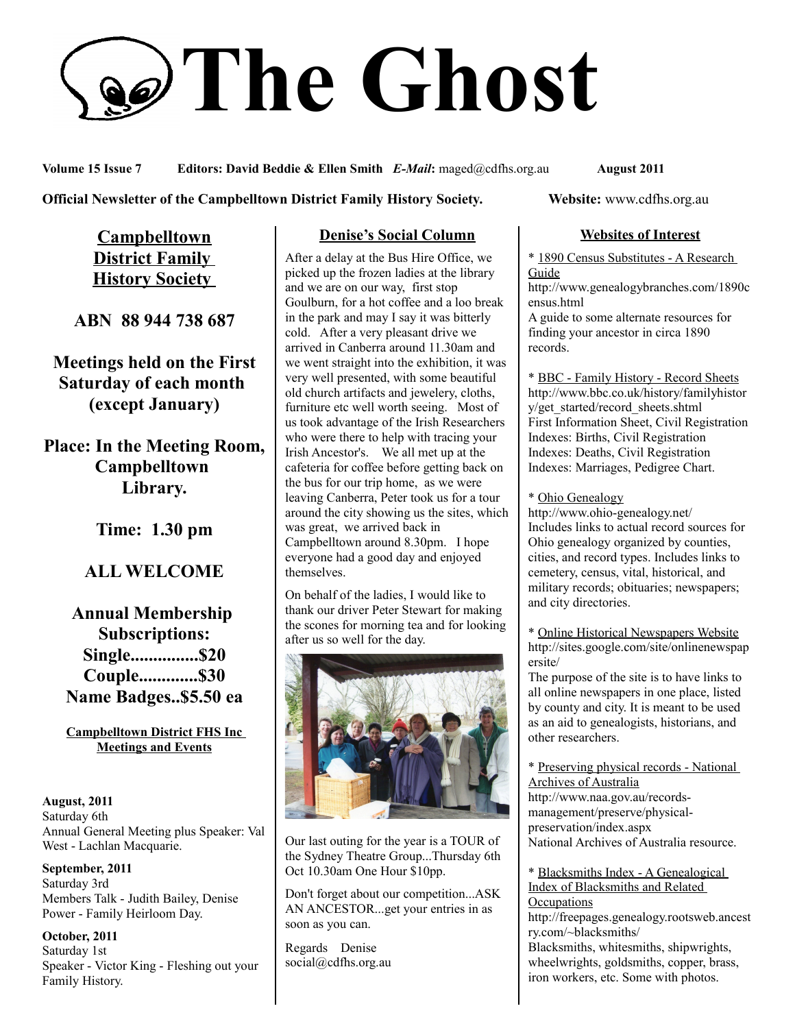# The Ghost

**Volume 15 Issue 7** **Editors: David Beddie & Ellen Smith** ***E-Mail*****:** maged@cdfhs.org.au **August 2011**

**Official Newsletter of the Campbelltown District Family History Society.** **Website:** www.cdfhs.org.au

## Campbelltown District Family History Society

**ABN 88 944 738 687**

**Meetings held on the First Saturday of each month (except January)**

**Place: In the Meeting Room, Campbelltown Library.**

**Time: 1.30 pm**

**ALL WELCOME**

**Annual Membership Subscriptions:**
**Single...............$20**
**Couple.............$30**
**Name Badges..$5.50 ea**

**Campbelltown District FHS Inc Meetings and Events**

**August, 2011**
Saturday 6th
Annual General Meeting plus Speaker: Val West - Lachlan Macquarie.

**September, 2011**
Saturday 3rd
Members Talk - Judith Bailey, Denise Power - Family Heirloom Day.

**October, 2011**
Saturday 1st
Speaker - Victor King - Fleshing out your Family History.

## Denise's Social Column

After a delay at the Bus Hire Office, we picked up the frozen ladies at the library and we are on our way, first stop Goulburn, for a hot coffee and a loo break in the park and may I say it was bitterly cold. After a very pleasant drive we arrived in Canberra around 11.30am and we went straight into the exhibition, it was very well presented, with some beautiful old church artifacts and jewelery, cloths, furniture etc well worth seeing. Most of us took advantage of the Irish Researchers who were there to help with tracing your Irish Ancestor's. We all met up at the cafeteria for coffee before getting back on the bus for our trip home, as we were leaving Canberra, Peter took us for a tour around the city showing us the sites, which was great, we arrived back in Campbelltown around 8.30pm. I hope everyone had a good day and enjoyed themselves.

On behalf of the ladies, I would like to thank our driver Peter Stewart for making the scones for morning tea and for looking after us so well for the day.

Our last outing for the year is a TOUR of the Sydney Theatre Group...Thursday 6th Oct 10.30am One Hour $10pp.

Don't forget about our competition...ASK AN ANCESTOR...get your entries in as soon as you can.

Regards Denise
social@cdfhs.org.au

## Websites of Interest

* 1890 Census Substitutes - A Research Guide
http://www.genealogybranches.com/1890census.html
A guide to some alternate resources for finding your ancestor in circa 1890 records.

* BBC - Family History - Record Sheets
http://www.bbc.co.uk/history/familyhistory/get_started/record_sheets.shtml
First Information Sheet, Civil Registration Indexes: Births, Civil Registration Indexes: Deaths, Civil Registration Indexes: Marriages, Pedigree Chart.

* Ohio Genealogy
http://www.ohio-genealogy.net/
Includes links to actual record sources for Ohio genealogy organized by counties, cities, and record types. Includes links to cemetery, census, vital, historical, and military records; obituaries; newspapers; and city directories.

* Online Historical Newspapers Website
http://sites.google.com/site/onlinenewspapersite/
The purpose of the site is to have links to all online newspapers in one place, listed by county and city. It is meant to be used as an aid to genealogists, historians, and other researchers.

* Preserving physical records - National Archives of Australia
http://www.naa.gov.au/records-management/preserve/physical-preservation/index.aspx
National Archives of Australia resource.

* Blacksmiths Index - A Genealogical Index of Blacksmiths and Related Occupations
http://freepages.genealogy.rootsweb.ancestry.com/~blacksmiths/
Blacksmiths, whitesmiths, shipwrights, wheelwrights, goldsmiths, copper, brass, iron workers, etc. Some with photos.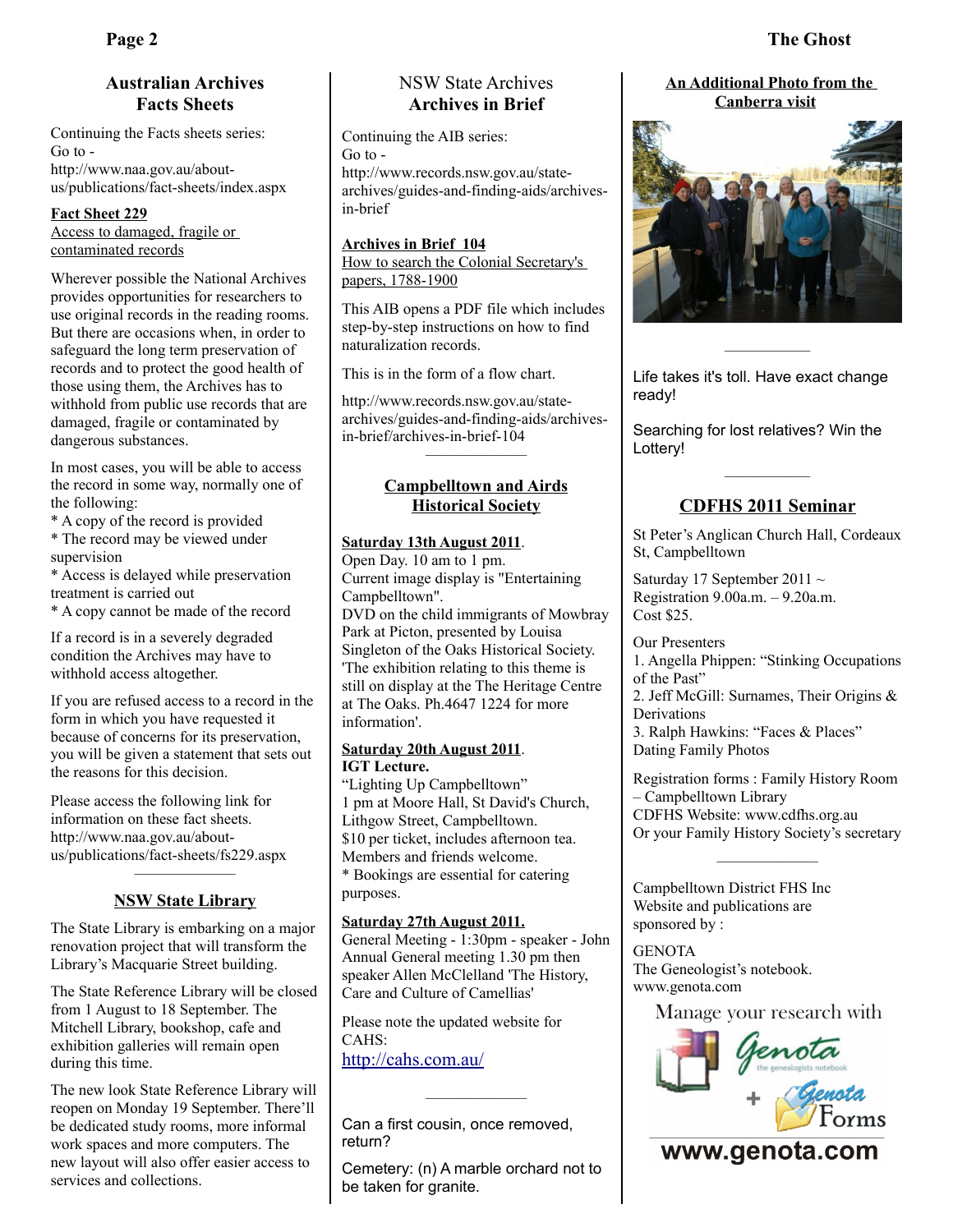## Australian Archives Facts Sheets

Continuing the Facts sheets series:
Go to -
http://www.naa.gov.au/about-us/publications/fact-sheets/index.aspx

**Fact Sheet 229**
Access to damaged, fragile or contaminated records

Wherever possible the National Archives provides opportunities for researchers to use original records in the reading rooms. But there are occasions when, in order to safeguard the long term preservation of records and to protect the good health of those using them, the Archives has to withhold from public use records that are damaged, fragile or contaminated by dangerous substances.

In most cases, you will be able to access the record in some way, normally one of the following:
* A copy of the record is provided
* The record may be viewed under supervision
* Access is delayed while preservation treatment is carried out
* A copy cannot be made of the record

If a record is in a severely degraded condition the Archives may have to withhold access altogether.

If you are refused access to a record in the form in which you have requested it because of concerns for its preservation, you will be given a statement that sets out the reasons for this decision.

Please access the following link for information on these fact sheets.
http://www.naa.gov.au/about-us/publications/fact-sheets/fs229.aspx

---

## NSW State Library

The State Library is embarking on a major renovation project that will transform the Library's Macquarie Street building.

The State Reference Library will be closed from 1 August to 18 September. The Mitchell Library, bookshop, cafe and exhibition galleries will remain open during this time.

The new look State Reference Library will reopen on Monday 19 September. There'll be dedicated study rooms, more informal work spaces and more computers. The new layout will also offer easier access to services and collections.

## NSW State Archives Archives in Brief

Continuing the AIB series:
Go to -
http://www.records.nsw.gov.au/state-archives/guides-and-finding-aids/archives-in-brief

**Archives in Brief 104**
How to search the Colonial Secretary's papers, 1788-1900

This AIB opens a PDF file which includes step-by-step instructions on how to find naturalization records.

This is in the form of a flow chart.

http://www.records.nsw.gov.au/state-archives/guides-and-finding-aids/archives-in-brief/archives-in-brief-104

---

## Campbelltown and Airds Historical Society

**Saturday 13th August 2011**.
Open Day. 10 am to 1 pm.
Current image display is "Entertaining Campbelltown".
DVD on the child immigrants of Mowbray Park at Picton, presented by Louisa Singleton of the Oaks Historical Society. 'The exhibition relating to this theme is still on display at the The Heritage Centre at The Oaks. Ph.4647 1224 for more information'.

**Saturday 20th August 2011**.
**IGT Lecture.**
"Lighting Up Campbelltown"
1 pm at Moore Hall, St David's Church, Lithgow Street, Campbelltown.
$10 per ticket, includes afternoon tea.
Members and friends welcome.
* Bookings are essential for catering purposes.

**Saturday 27th August 2011.**
General Meeting - 1:30pm - speaker - John
Annual General meeting 1.30 pm then speaker Allen McClelland 'The History, Care and Culture of Camellias'

Please note the updated website for CAHS:
http://cahs.com.au/

---

Can a first cousin, once removed, return?

Cemetery: (n) A marble orchard not to be taken for granite.

## An Additional Photo from the Canberra visit

---

Life takes it's toll. Have exact change ready!

Searching for lost relatives? Win the Lottery!

---

## CDFHS 2011 Seminar

St Peter's Anglican Church Hall, Cordeaux St, Campbelltown

Saturday 17 September 2011 ~
Registration 9.00a.m. – 9.20a.m.
Cost $25.

Our Presenters
1. Angella Phippen: "Stinking Occupations of the Past"
2. Jeff McGill: Surnames, Their Origins & Derivations
3. Ralph Hawkins: "Faces & Places" Dating Family Photos

Registration forms : Family History Room – Campbelltown Library
CDFHS Website: www.cdfhs.org.au
Or your Family History Society's secretary

---

Campbelltown District FHS Inc
Website and publications are sponsored by :

GENOTA
The Geneologist's notebook.
www.genota.com

Manage your research with
Genota the genealogists notebook
+ Genota Forms
www.genota.com